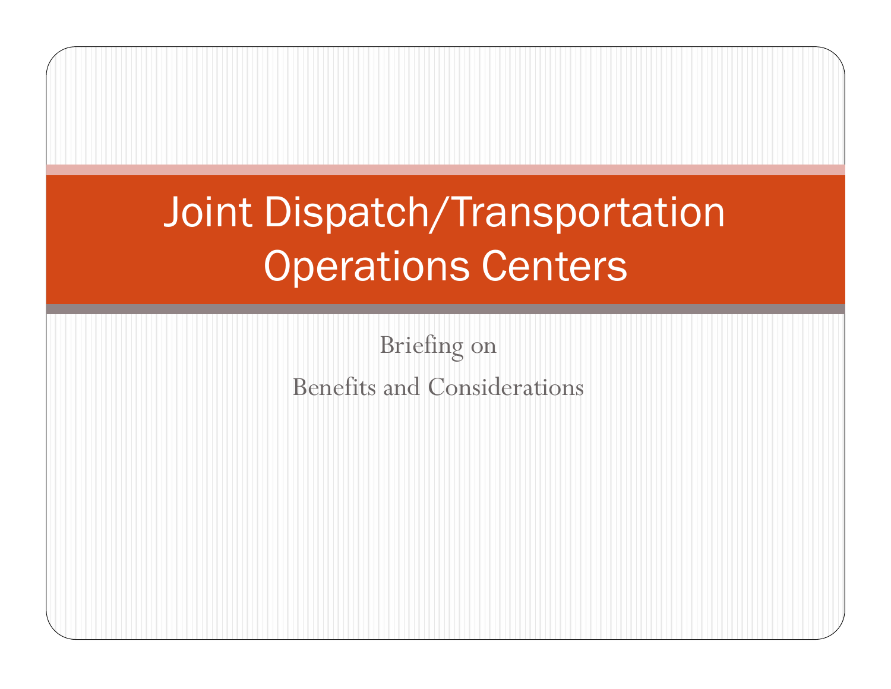# Joint Dispatch/Transportation Operations Centers

Briefing on

Benefits and Considerations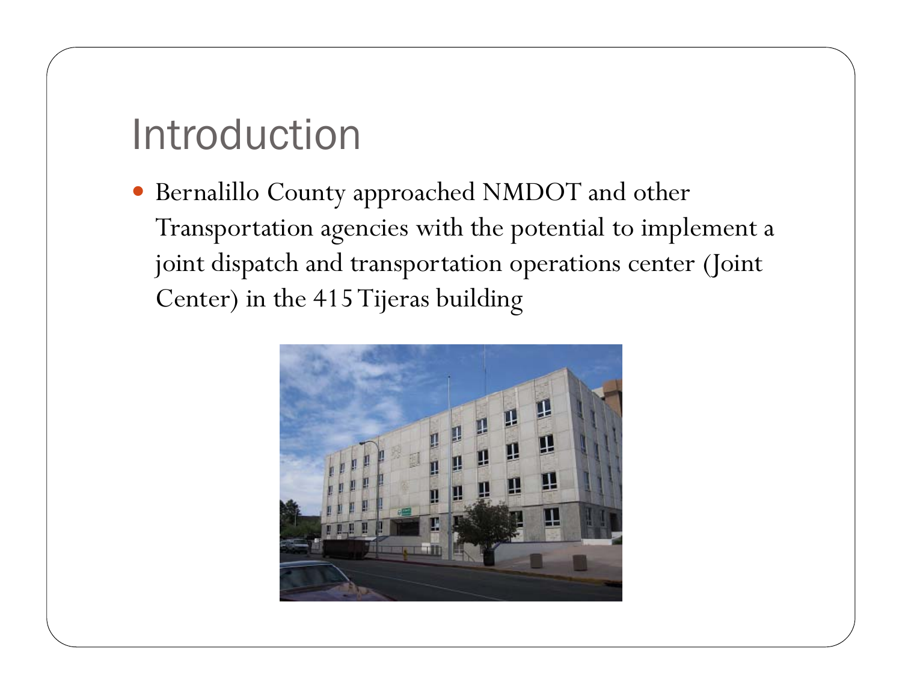# Introduction

- Bernalillo County approached NMDOT and other Transportation agencies with the potential to implement a joint dispatch and transportation operations center (Joint Center) in the 415 Tijeras building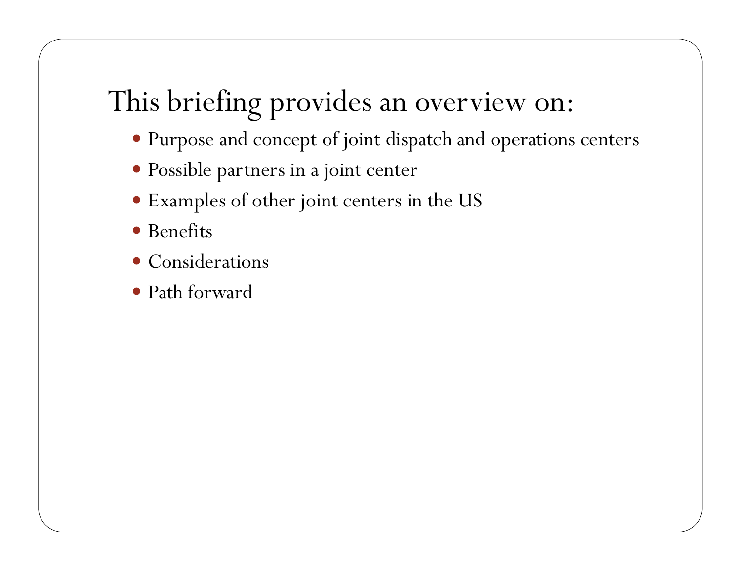# This briefing provides an overview on:

- Purpose and concept of joint dispatch and operations centers
- Possible partners in a joint center
- Examples of other joint centers in the US
- Benefits
- Considerations
- Path forward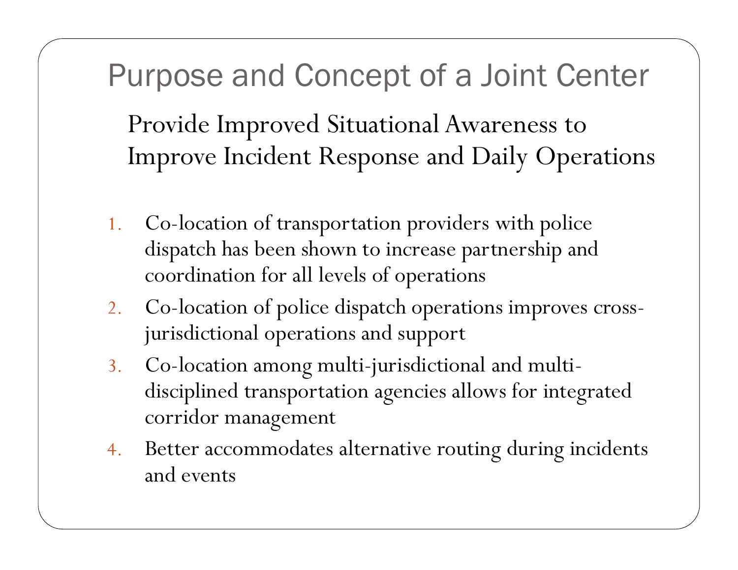# Purpose and Concept of a Joint Center

## Provide Improved Situational Awareness to Improve Incident Response and Daily Operations

1. Co-location of transportation providers with police dispatch has been shown to increase partnership and coordination for all levels of operations
2. Co-location of police dispatch operations improves cross-jurisdictional operations and support
3. Co-location among multi-jurisdictional and multi-disciplined transportation agencies allows for integrated corridor management
4. Better accommodates alternative routing during incidents and events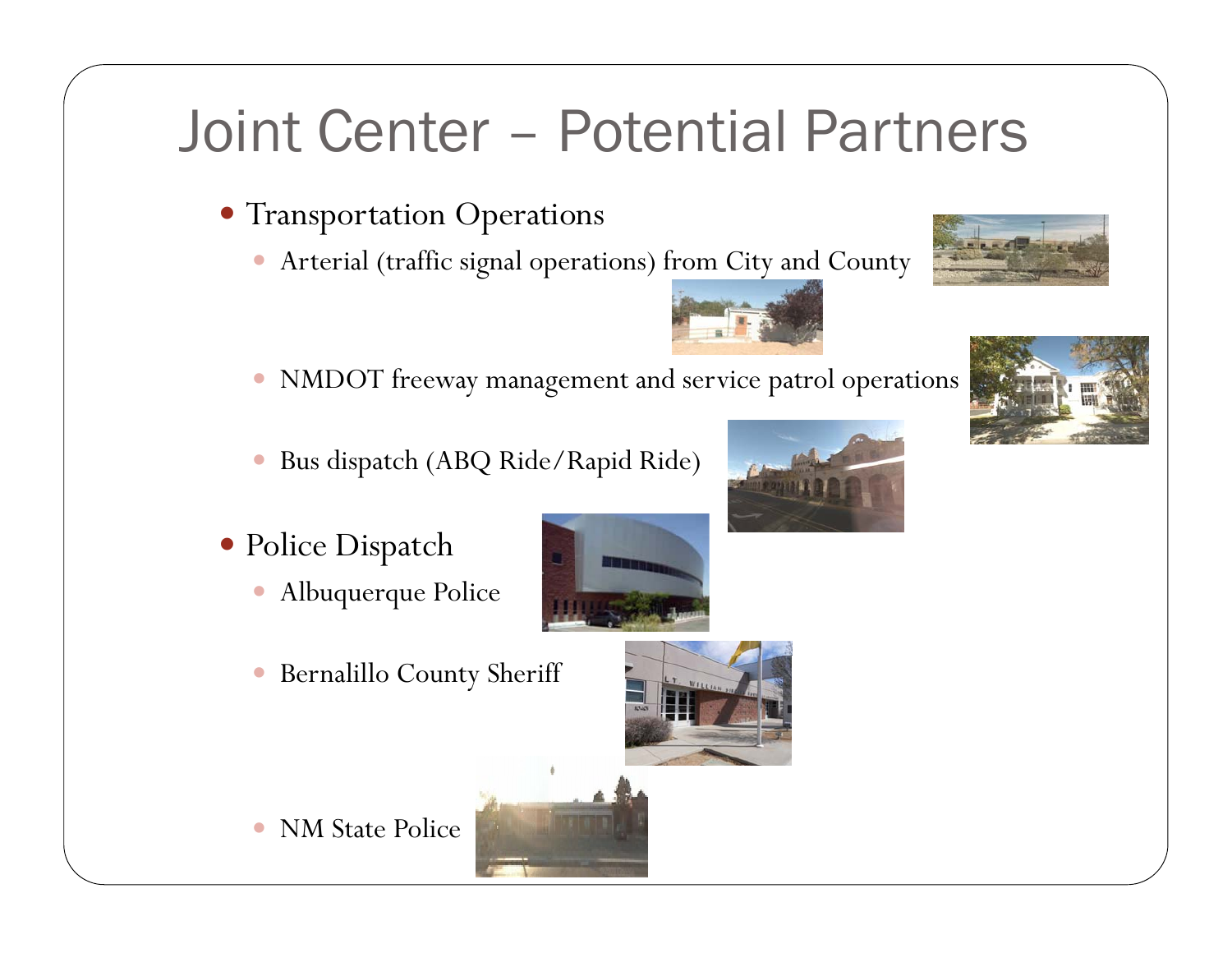# Joint Center – Potential Partners

- Transportation Operations
  - Arterial (traffic signal operations) from City and County
  - NMDOT freeway management and service patrol operations
  - Bus dispatch (ABQ Ride/Rapid Ride)
- Police Dispatch
  - Albuquerque Police
  - Bernalillo County Sheriff
  - NM State Police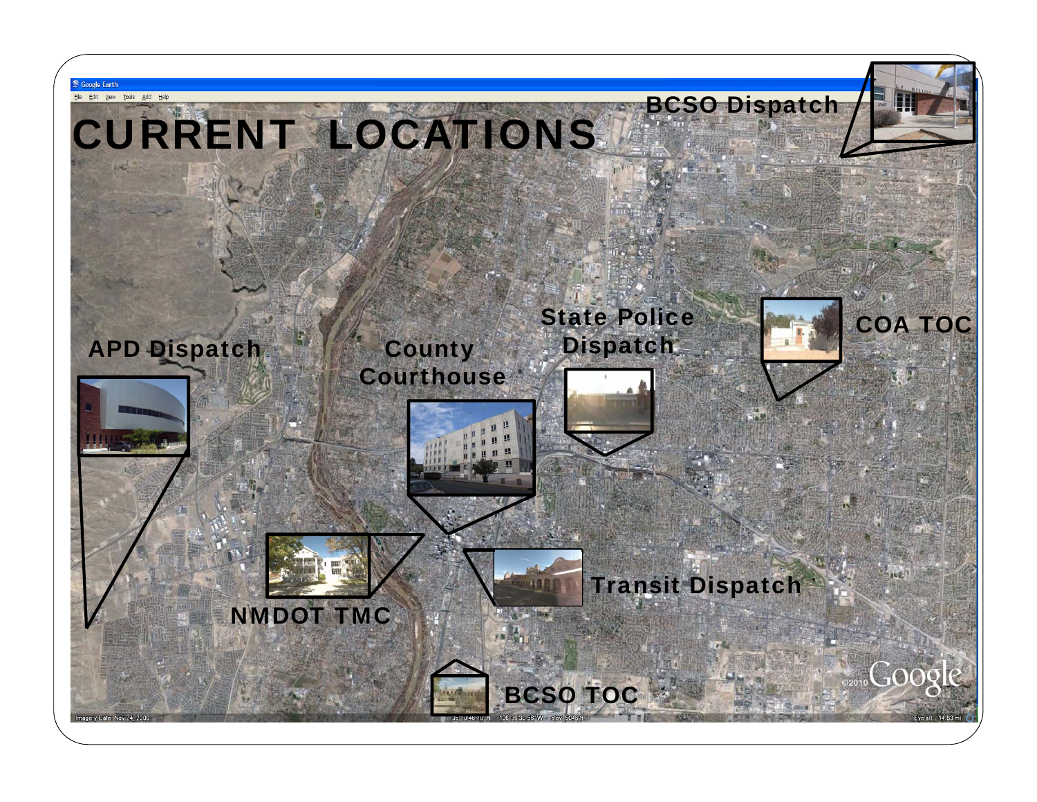# CURRENT LOCATIONS

BCSO Dispatch

State Police Dispatch

COA TOC

APD Dispatch

County Courthouse

Transit Dispatch

NMDOT TMC

BCSO TOC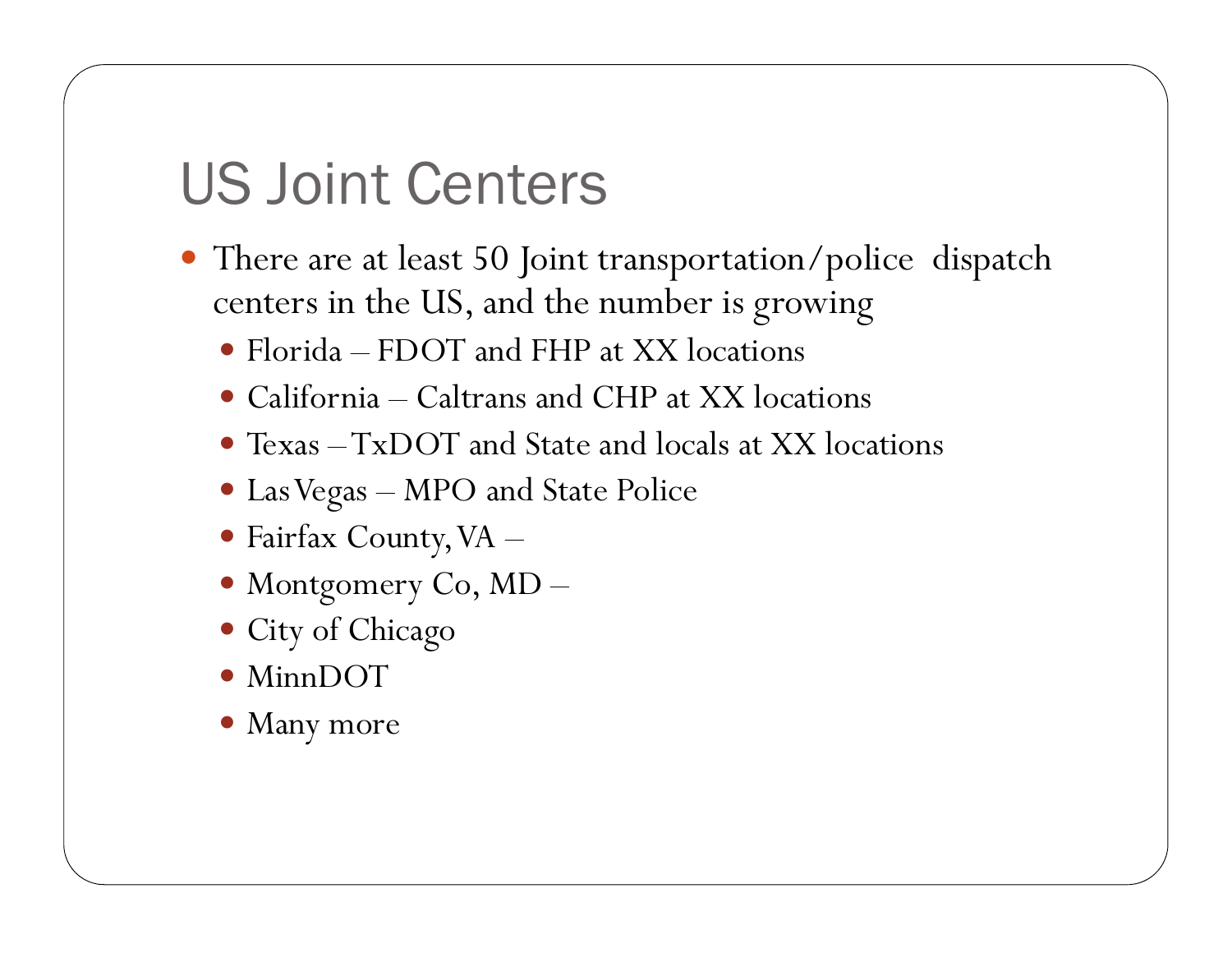# US Joint Centers

- There are at least 50 Joint transportation/police dispatch centers in the US, and the number is growing
  - Florida – FDOT and FHP at XX locations
  - California – Caltrans and CHP at XX locations
  - Texas – TxDOT and State and locals at XX locations
  - Las Vegas – MPO and State Police
  - Fairfax County, VA –
  - Montgomery Co, MD –
  - City of Chicago
  - MinnDOT
  - Many more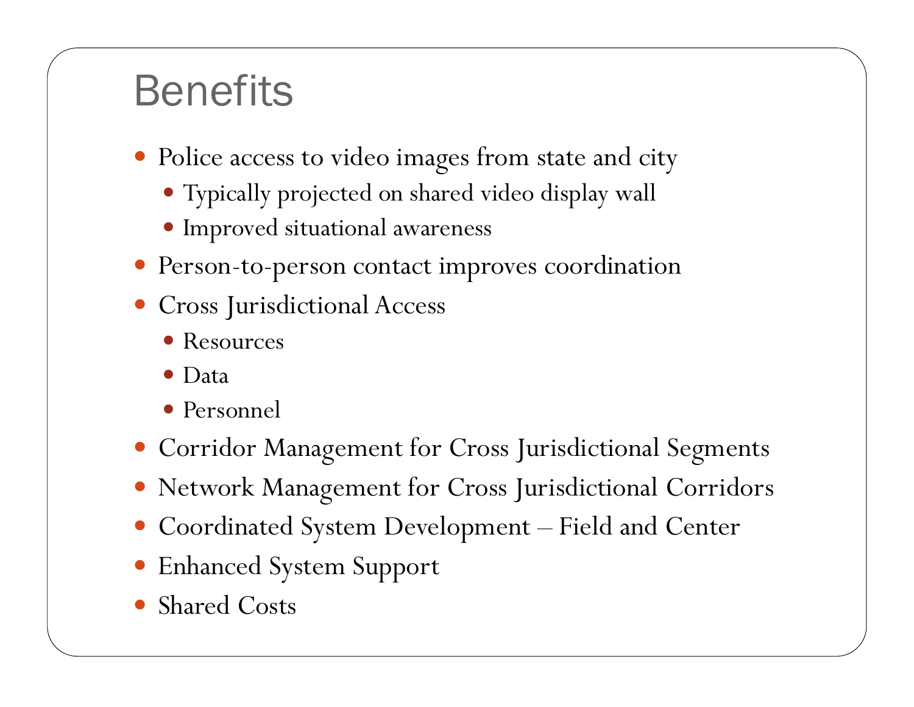# Benefits

- Police access to video images from state and city
  - Typically projected on shared video display wall
  - Improved situational awareness
- Person-to-person contact improves coordination
- Cross Jurisdictional Access
  - Resources
  - Data
  - Personnel
- Corridor Management for Cross Jurisdictional Segments
- Network Management for Cross Jurisdictional Corridors
- Coordinated System Development – Field and Center
- Enhanced System Support
- Shared Costs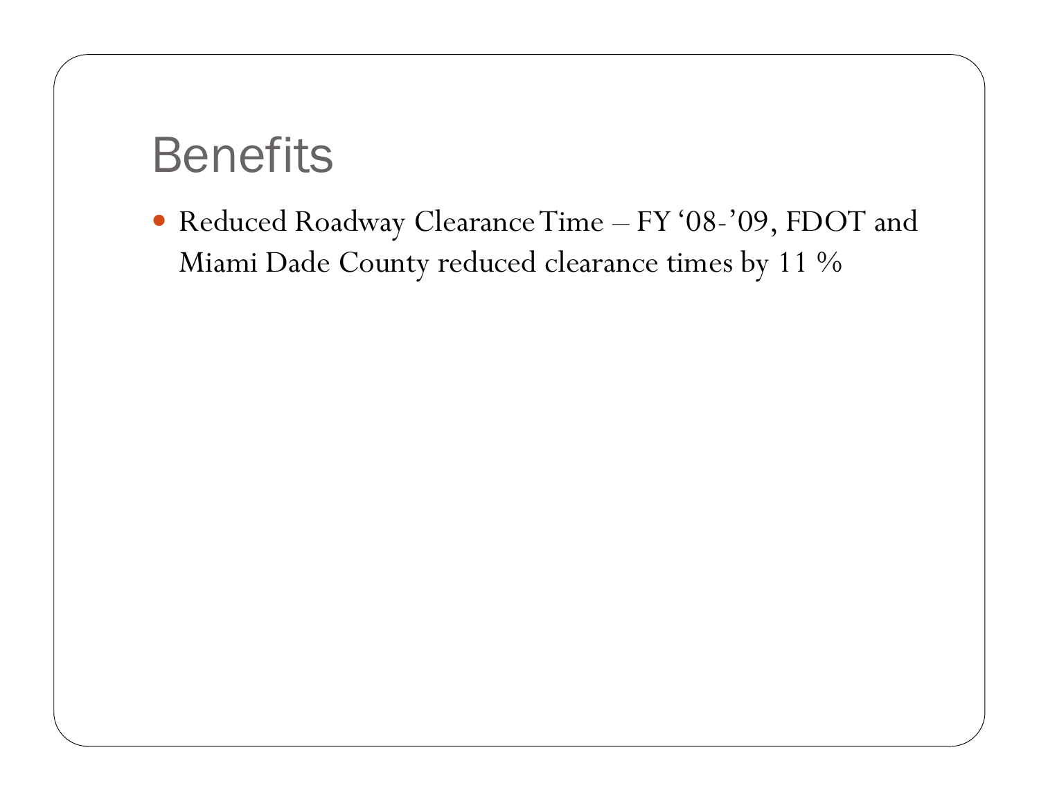# Benefits

- Reduced Roadway Clearance Time – FY '08-'09, FDOT and Miami Dade County reduced clearance times by 11 %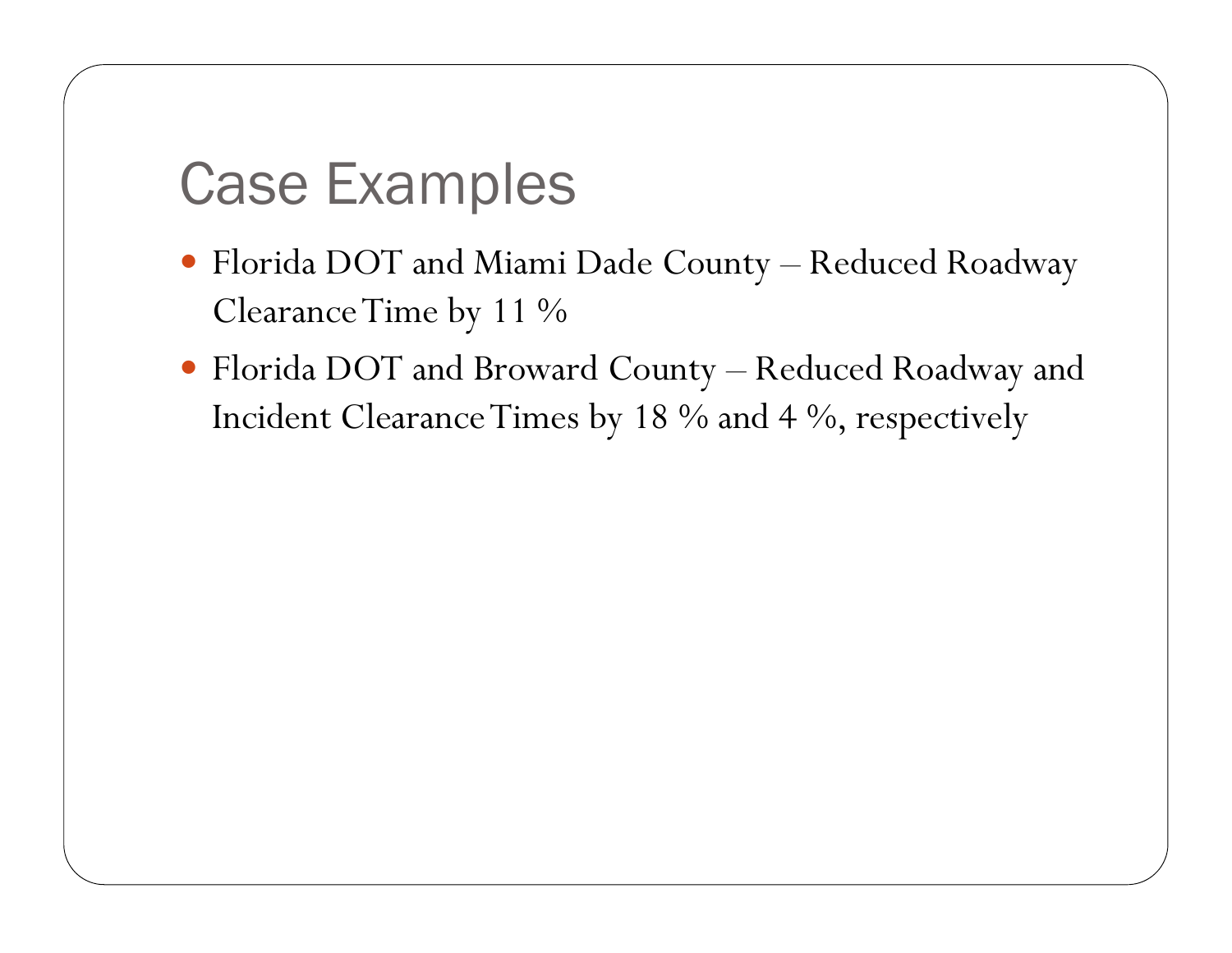# Case Examples

- Florida DOT and Miami Dade County – Reduced Roadway Clearance Time by 11 %
- Florida DOT and Broward County – Reduced Roadway and Incident Clearance Times by 18 % and 4 %, respectively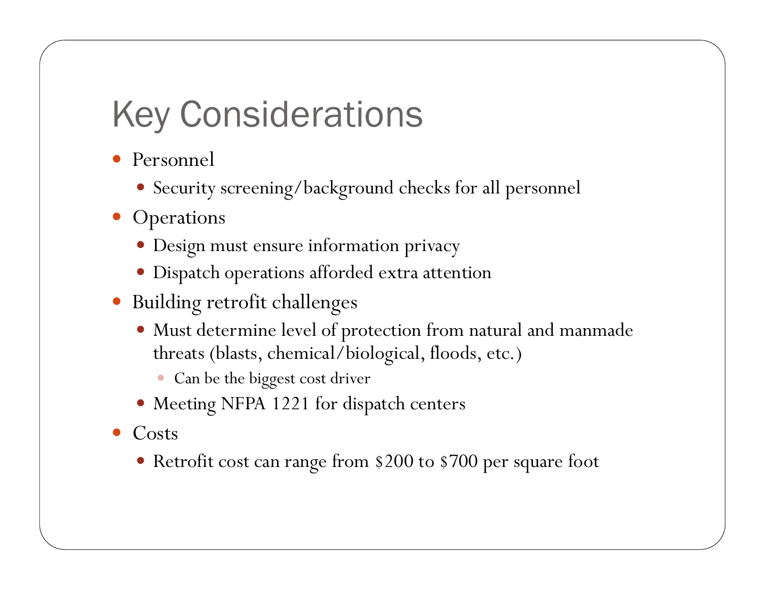# Key Considerations

- Personnel
  - Security screening/background checks for all personnel
- Operations
  - Design must ensure information privacy
  - Dispatch operations afforded extra attention
- Building retrofit challenges
  - Must determine level of protection from natural and manmade threats (blasts, chemical/biological, floods, etc.)
    - Can be the biggest cost driver
  - Meeting NFPA 1221 for dispatch centers
- Costs
  - Retrofit cost can range from $200 to $700 per square foot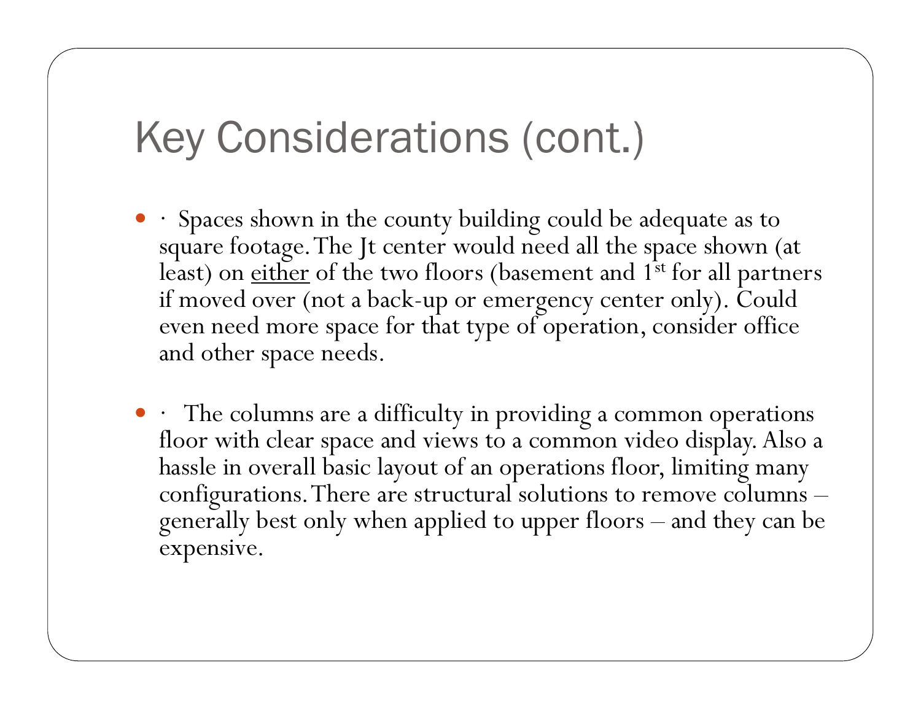# Key Considerations (cont.)

- · Spaces shown in the county building could be adequate as to square footage. The Jt center would need all the space shown (at least) on <u>either</u> of the two floors (basement and 1st for all partners if moved over (not a back-up or emergency center only). Could even need more space for that type of operation, consider office and other space needs.

- · The columns are a difficulty in providing a common operations floor with clear space and views to a common video display. Also a hassle in overall basic layout of an operations floor, limiting many configurations. There are structural solutions to remove columns – generally best only when applied to upper floors – and they can be expensive.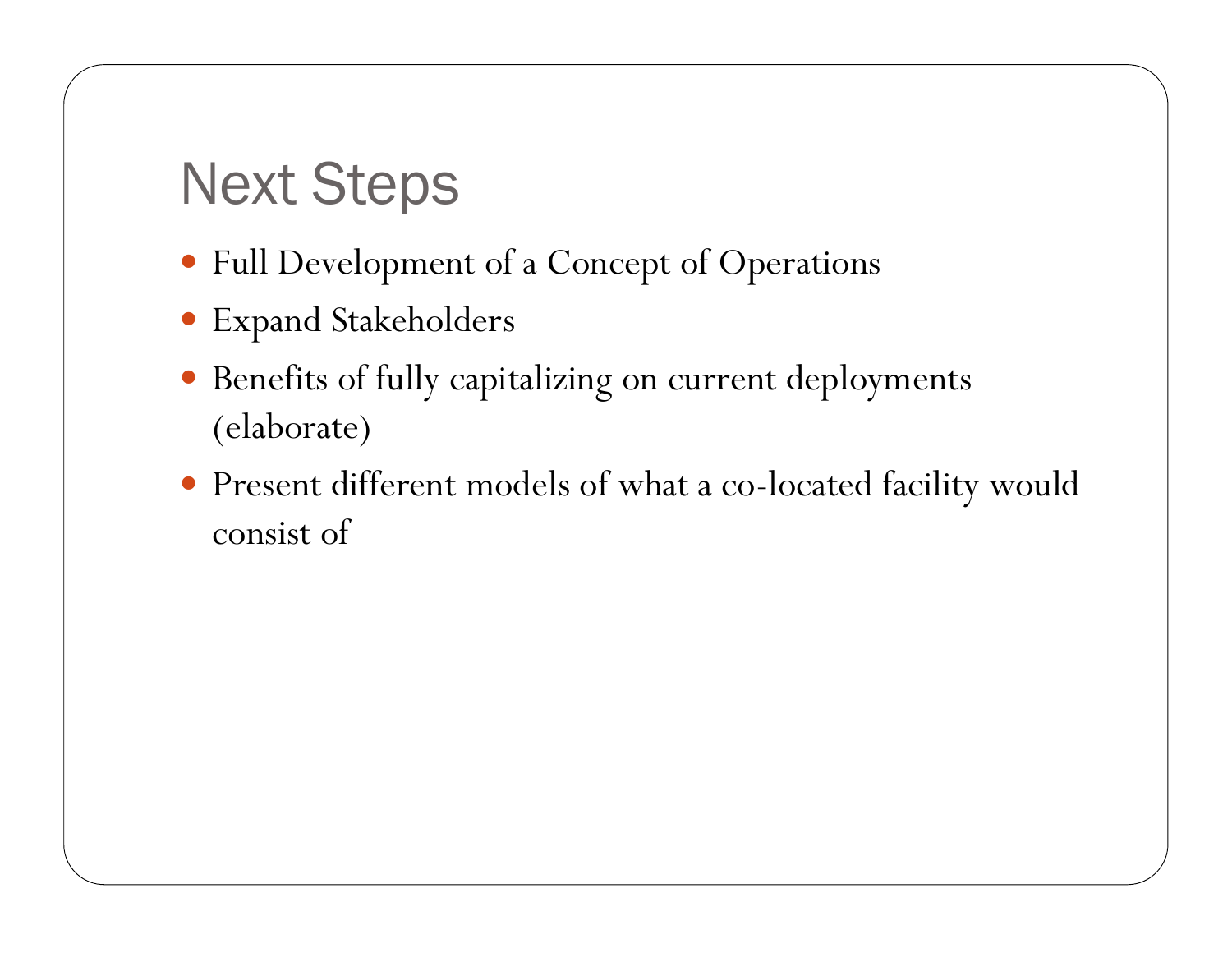# Next Steps

- Full Development of a Concept of Operations
- Expand Stakeholders
- Benefits of fully capitalizing on current deployments (elaborate)
- Present different models of what a co-located facility would consist of